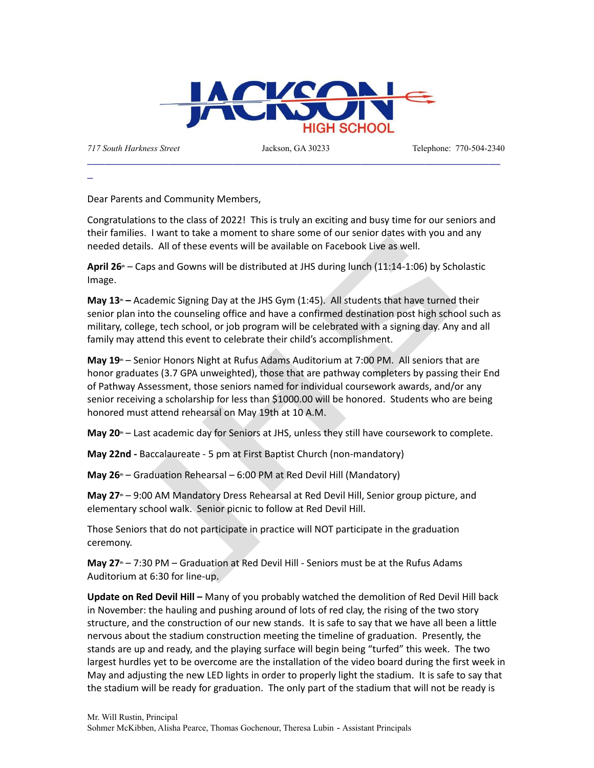# JACKSON HIGH SCHOOL

*717 South Harkness Street* Jackson, GA 30233 Telephone: 770-504-2340

---

Dear Parents and Community Members,

Congratulations to the class of 2022! This is truly an exciting and busy time for our seniors and their families. I want to take a moment to share some of our senior dates with you and any needed details. All of these events will be available on Facebook Live as well.

**April 26th** – Caps and Gowns will be distributed at JHS during lunch (11:14-1:06) by Scholastic Image.

**May 13th –** Academic Signing Day at the JHS Gym (1:45). All students that have turned their senior plan into the counseling office and have a confirmed destination post high school such as military, college, tech school, or job program will be celebrated with a signing day. Any and all family may attend this event to celebrate their child's accomplishment.

**May 19th** – Senior Honors Night at Rufus Adams Auditorium at 7:00 PM. All seniors that are honor graduates (3.7 GPA unweighted), those that are pathway completers by passing their End of Pathway Assessment, those seniors named for individual coursework awards, and/or any senior receiving a scholarship for less than $1000.00 will be honored. Students who are being honored must attend rehearsal on May 19th at 10 A.M.

**May 20th** – Last academic day for Seniors at JHS, unless they still have coursework to complete.

**May 22nd -** Baccalaureate - 5 pm at First Baptist Church (non-mandatory)

**May 26th** – Graduation Rehearsal – 6:00 PM at Red Devil Hill (Mandatory)

**May 27th** – 9:00 AM Mandatory Dress Rehearsal at Red Devil Hill, Senior group picture, and elementary school walk. Senior picnic to follow at Red Devil Hill.

Those Seniors that do not participate in practice will NOT participate in the graduation ceremony.

**May 27th** – 7:30 PM – Graduation at Red Devil Hill - Seniors must be at the Rufus Adams Auditorium at 6:30 for line-up.

**Update on Red Devil Hill –** Many of you probably watched the demolition of Red Devil Hill back in November: the hauling and pushing around of lots of red clay, the rising of the two story structure, and the construction of our new stands. It is safe to say that we have all been a little nervous about the stadium construction meeting the timeline of graduation. Presently, the stands are up and ready, and the playing surface will begin being "turfed" this week. The two largest hurdles yet to be overcome are the installation of the video board during the first week in May and adjusting the new LED lights in order to properly light the stadium. It is safe to say that the stadium will be ready for graduation. The only part of the stadium that will not be ready is

Mr. Will Rustin, Principal
Sohmer McKibben, Alisha Pearce, Thomas Gochenour, Theresa Lubin - Assistant Principals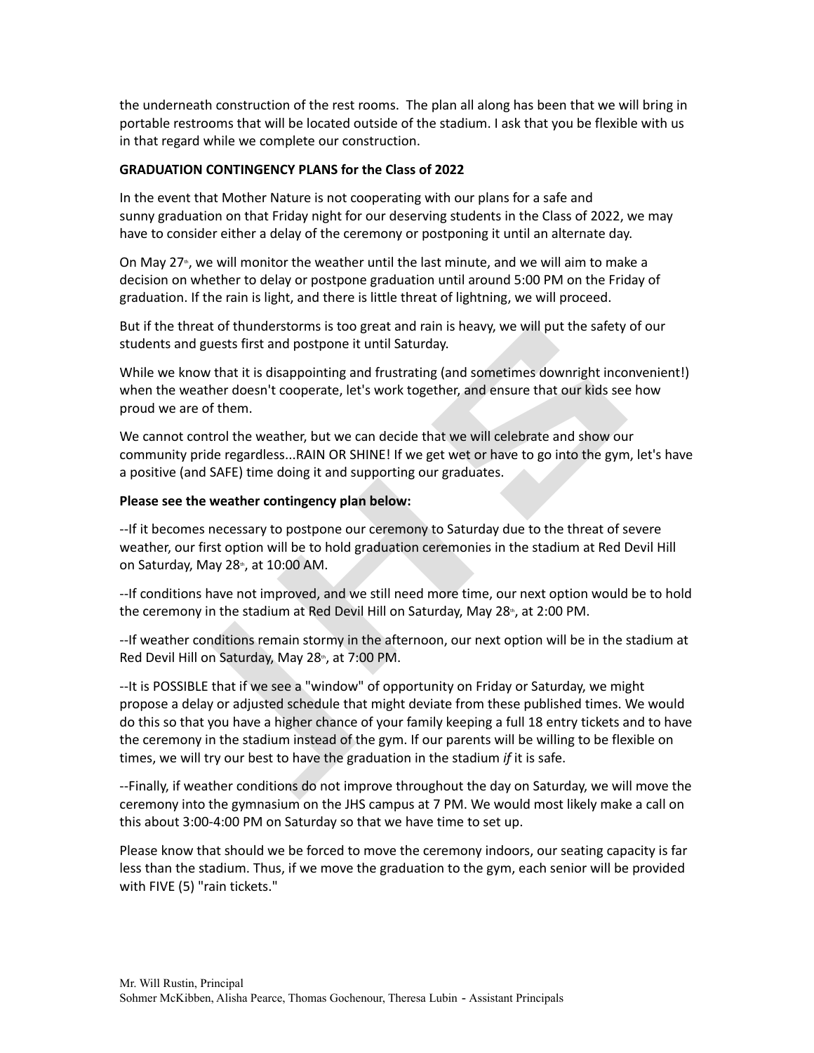the underneath construction of the rest rooms. The plan all along has been that we will bring in portable restrooms that will be located outside of the stadium. I ask that you be flexible with us in that regard while we complete our construction.

**GRADUATION CONTINGENCY PLANS for the Class of 2022**

In the event that Mother Nature is not cooperating with our plans for a safe and sunny graduation on that Friday night for our deserving students in the Class of 2022, we may have to consider either a delay of the ceremony or postponing it until an alternate day.

On May 27th, we will monitor the weather until the last minute, and we will aim to make a decision on whether to delay or postpone graduation until around 5:00 PM on the Friday of graduation. If the rain is light, and there is little threat of lightning, we will proceed.

But if the threat of thunderstorms is too great and rain is heavy, we will put the safety of our students and guests first and postpone it until Saturday.

While we know that it is disappointing and frustrating (and sometimes downright inconvenient!) when the weather doesn't cooperate, let's work together, and ensure that our kids see how proud we are of them.

We cannot control the weather, but we can decide that we will celebrate and show our community pride regardless...RAIN OR SHINE! If we get wet or have to go into the gym, let's have a positive (and SAFE) time doing it and supporting our graduates.

**Please see the weather contingency plan below:**

--If it becomes necessary to postpone our ceremony to Saturday due to the threat of severe weather, our first option will be to hold graduation ceremonies in the stadium at Red Devil Hill on Saturday, May 28th, at 10:00 AM.

--If conditions have not improved, and we still need more time, our next option would be to hold the ceremony in the stadium at Red Devil Hill on Saturday, May 28th, at 2:00 PM.

--If weather conditions remain stormy in the afternoon, our next option will be in the stadium at Red Devil Hill on Saturday, May 28th, at 7:00 PM.

--It is POSSIBLE that if we see a "window" of opportunity on Friday or Saturday, we might propose a delay or adjusted schedule that might deviate from these published times. We would do this so that you have a higher chance of your family keeping a full 18 entry tickets and to have the ceremony in the stadium instead of the gym. If our parents will be willing to be flexible on times, we will try our best to have the graduation in the stadium *if* it is safe.

--Finally, if weather conditions do not improve throughout the day on Saturday, we will move the ceremony into the gymnasium on the JHS campus at 7 PM. We would most likely make a call on this about 3:00-4:00 PM on Saturday so that we have time to set up.

Please know that should we be forced to move the ceremony indoors, our seating capacity is far less than the stadium. Thus, if we move the graduation to the gym, each senior will be provided with FIVE (5) "rain tickets."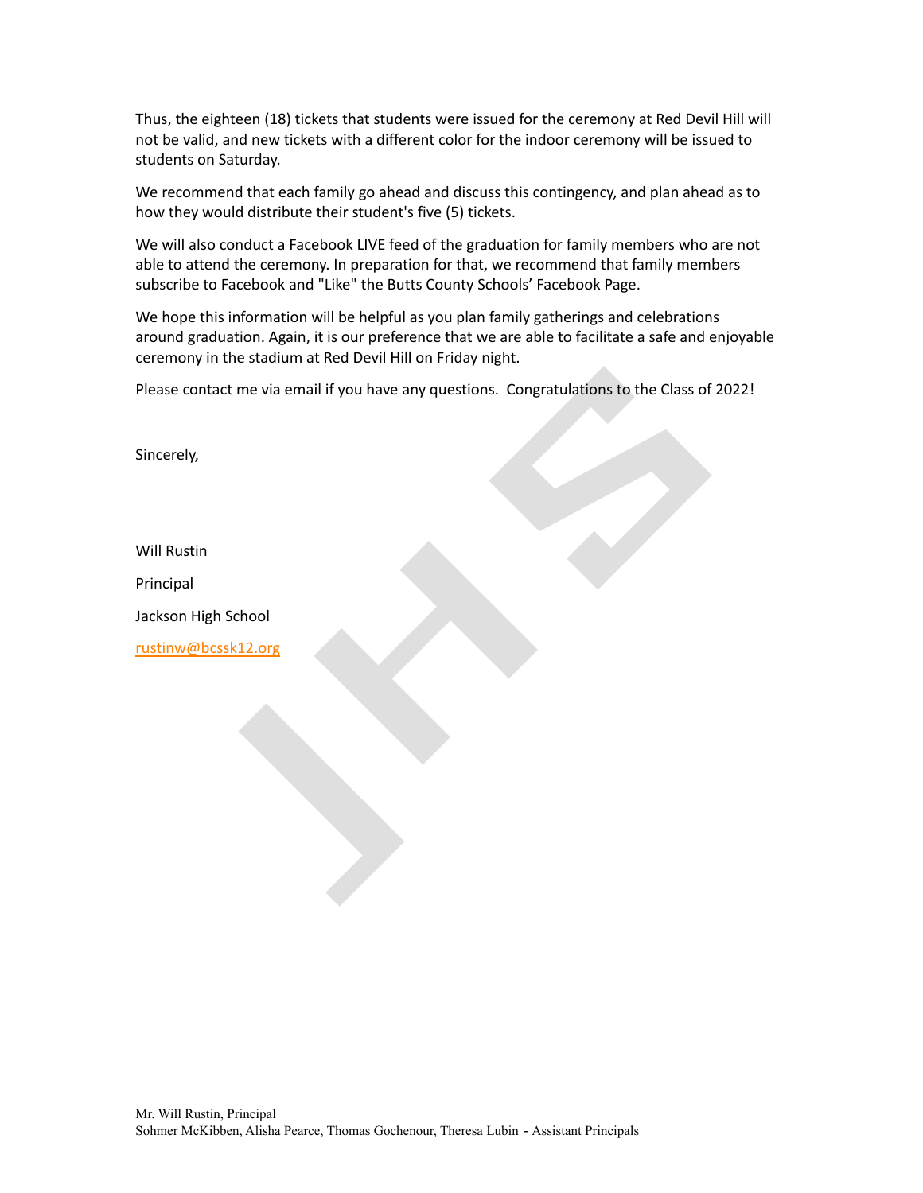Thus, the eighteen (18) tickets that students were issued for the ceremony at Red Devil Hill will not be valid, and new tickets with a different color for the indoor ceremony will be issued to students on Saturday.

We recommend that each family go ahead and discuss this contingency, and plan ahead as to how they would distribute their student's five (5) tickets.

We will also conduct a Facebook LIVE feed of the graduation for family members who are not able to attend the ceremony. In preparation for that, we recommend that family members subscribe to Facebook and "Like" the Butts County Schools' Facebook Page.

We hope this information will be helpful as you plan family gatherings and celebrations around graduation. Again, it is our preference that we are able to facilitate a safe and enjoyable ceremony in the stadium at Red Devil Hill on Friday night.

Please contact me via email if you have any questions. Congratulations to the Class of 2022!

Sincerely,

Will Rustin

Principal

Jackson High School

rustinw@bcssk12.org

Mr. Will Rustin, Principal
Sohmer McKibben, Alisha Pearce, Thomas Gochenour, Theresa Lubin - Assistant Principals